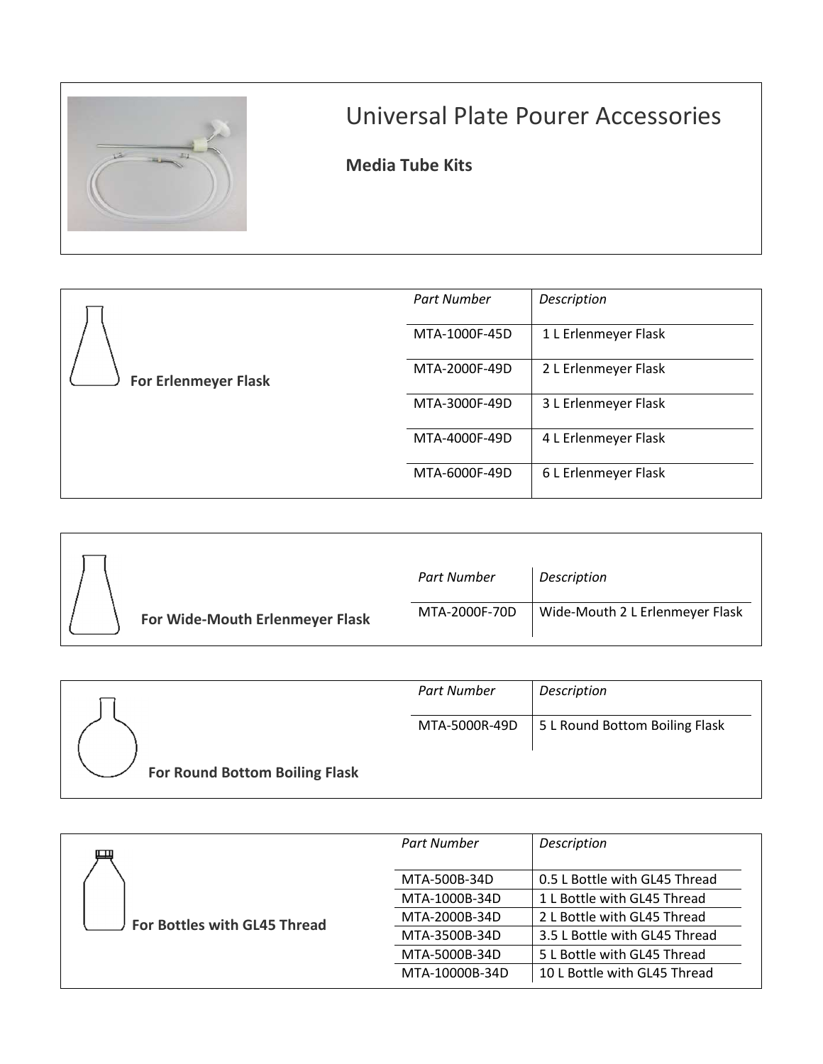# Universal Plate Pourer Accessories

## Media Tube Kits

### For Erlenmeyer Flask

| *Part Number* | *Description* |
|---|---|
| MTA-1000F-45D | 1 L Erlenmeyer Flask |
| MTA-2000F-49D | 2 L Erlenmeyer Flask |
| MTA-3000F-49D | 3 L Erlenmeyer Flask |
| MTA-4000F-49D | 4 L Erlenmeyer Flask |
| MTA-6000F-49D | 6 L Erlenmeyer Flask |

### For Wide-Mouth Erlenmeyer Flask

| *Part Number* | *Description* |
|---|---|
| MTA-2000F-70D | Wide-Mouth 2 L Erlenmeyer Flask |

### For Round Bottom Boiling Flask

| *Part Number* | *Description* |
|---|---|
| MTA-5000R-49D | 5 L Round Bottom Boiling Flask |

### For Bottles with GL45 Thread

| *Part Number* | *Description* |
|---|---|
| MTA-500B-34D | 0.5 L Bottle with GL45 Thread |
| MTA-1000B-34D | 1 L Bottle with GL45 Thread |
| MTA-2000B-34D | 2 L Bottle with GL45 Thread |
| MTA-3500B-34D | 3.5 L Bottle with GL45 Thread |
| MTA-5000B-34D | 5 L Bottle with GL45 Thread |
| MTA-10000B-34D | 10 L Bottle with GL45 Thread |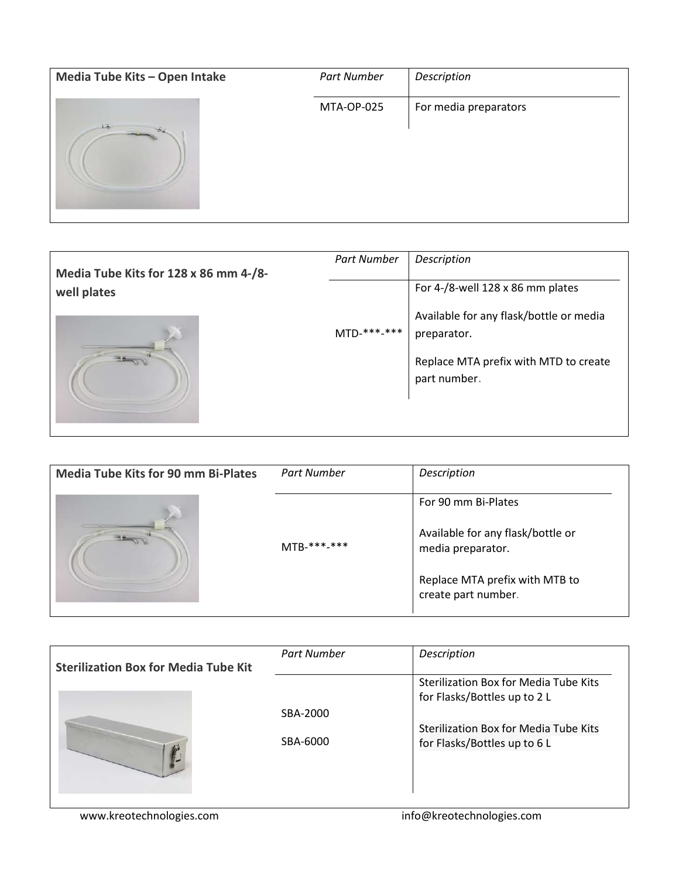### Media Tube Kits – Open Intake

| *Part Number* | *Description* |
|---|---|
| MTA-OP-025 | For media preparators |

### Media Tube Kits for 128 x 86 mm 4-/8-well plates

| *Part Number* | *Description* |
|---|---|
| MTD-***-*** | For 4-/8-well 128 x 86 mm plates<br><br>Available for any flask/bottle or media preparator.<br><br>Replace MTA prefix with MTD to create part number. |

### Media Tube Kits for 90 mm Bi-Plates

| *Part Number* | *Description* |
|---|---|
| MTB-***-*** | For 90 mm Bi-Plates<br><br>Available for any flask/bottle or media preparator.<br><br>Replace MTA prefix with MTB to create part number. |

### Sterilization Box for Media Tube Kit

| *Part Number* | *Description* |
|---|---|
| SBA-2000 | Sterilization Box for Media Tube Kits for Flasks/Bottles up to 2 L |
| SBA-6000 | Sterilization Box for Media Tube Kits for Flasks/Bottles up to 6 L |

www.kreotechnologies.com info@kreotechnologies.com